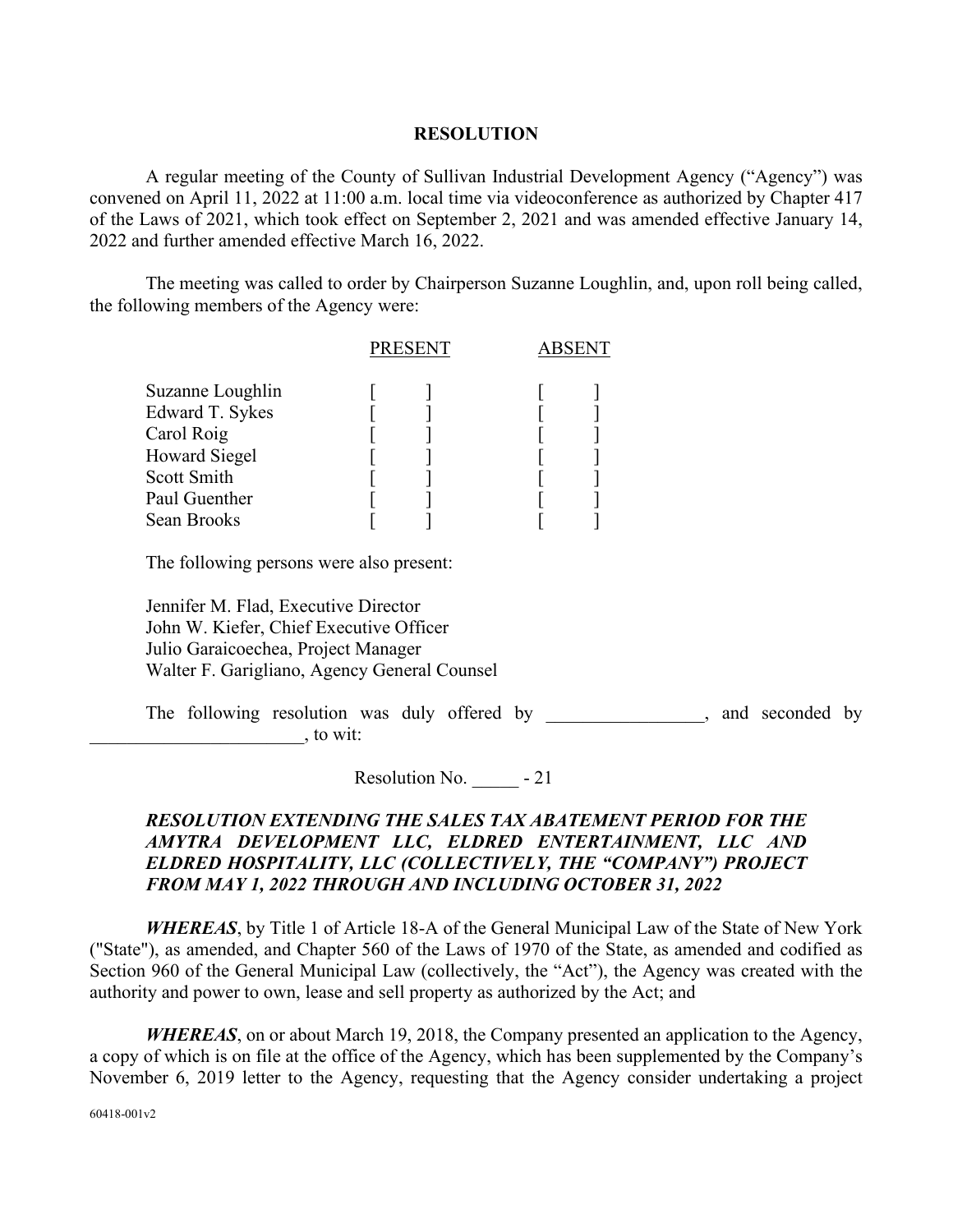# RESOLUTION

A regular meeting of the County of Sullivan Industrial Development Agency ("Agency") was convened on April 11, 2022 at 11:00 a.m. local time via videoconference as authorized by Chapter 417 of the Laws of 2021, which took effect on September 2, 2021 and was amended effective January 14, 2022 and further amended effective March 16, 2022.

The meeting was called to order by Chairperson Suzanne Loughlin, and, upon roll being called, the following members of the Agency were:

| | PRESENT | ABSENT |
|---|---|---|
| Suzanne Loughlin | [ ] | [ ] |
| Edward T. Sykes | [ ] | [ ] |
| Carol Roig | [ ] | [ ] |
| Howard Siegel | [ ] | [ ] |
| Scott Smith | [ ] | [ ] |
| Paul Guenther | [ ] | [ ] |
| Sean Brooks | [ ] | [ ] |

The following persons were also present:

Jennifer M. Flad, Executive Director
John W. Kiefer, Chief Executive Officer
Julio Garaicoechea, Project Manager
Walter F. Garigliano, Agency General Counsel

The following resolution was duly offered by _________________, and seconded by _______________________, to wit:

Resolution No. _____ - 21

***RESOLUTION EXTENDING THE SALES TAX ABATEMENT PERIOD FOR THE AMYTRA DEVELOPMENT LLC, ELDRED ENTERTAINMENT, LLC AND ELDRED HOSPITALITY, LLC (COLLECTIVELY, THE "COMPANY") PROJECT FROM MAY 1, 2022 THROUGH AND INCLUDING OCTOBER 31, 2022***

***WHEREAS***, by Title 1 of Article 18-A of the General Municipal Law of the State of New York ("State"), as amended, and Chapter 560 of the Laws of 1970 of the State, as amended and codified as Section 960 of the General Municipal Law (collectively, the "Act"), the Agency was created with the authority and power to own, lease and sell property as authorized by the Act; and

***WHEREAS***, on or about March 19, 2018, the Company presented an application to the Agency, a copy of which is on file at the office of the Agency, which has been supplemented by the Company's November 6, 2019 letter to the Agency, requesting that the Agency consider undertaking a project

60418-001v2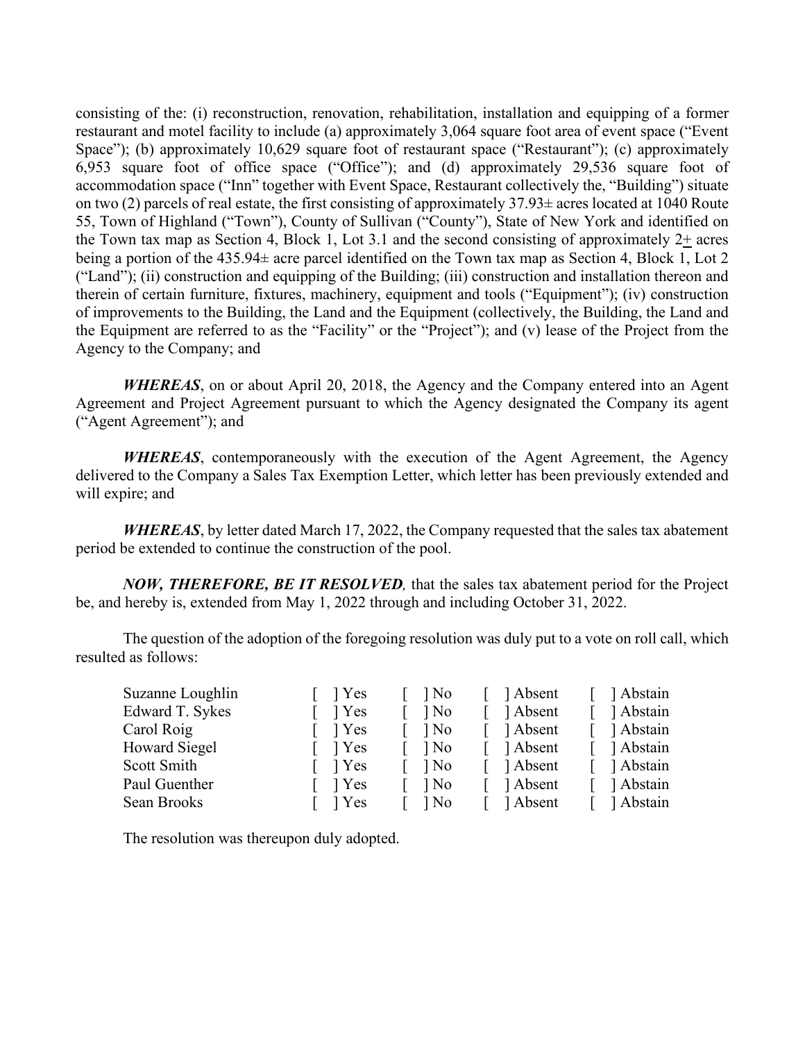consisting of the: (i) reconstruction, renovation, rehabilitation, installation and equipping of a former restaurant and motel facility to include (a) approximately 3,064 square foot area of event space ("Event Space"); (b) approximately 10,629 square foot of restaurant space ("Restaurant"); (c) approximately 6,953 square foot of office space ("Office"); and (d) approximately 29,536 square foot of accommodation space ("Inn" together with Event Space, Restaurant collectively the, "Building") situate on two (2) parcels of real estate, the first consisting of approximately 37.93± acres located at 1040 Route 55, Town of Highland ("Town"), County of Sullivan ("County"), State of New York and identified on the Town tax map as Section 4, Block 1, Lot 3.1 and the second consisting of approximately 2± acres being a portion of the 435.94± acre parcel identified on the Town tax map as Section 4, Block 1, Lot 2 ("Land"); (ii) construction and equipping of the Building; (iii) construction and installation thereon and therein of certain furniture, fixtures, machinery, equipment and tools ("Equipment"); (iv) construction of improvements to the Building, the Land and the Equipment (collectively, the Building, the Land and the Equipment are referred to as the "Facility" or the "Project"); and (v) lease of the Project from the Agency to the Company; and

***WHEREAS***, on or about April 20, 2018, the Agency and the Company entered into an Agent Agreement and Project Agreement pursuant to which the Agency designated the Company its agent ("Agent Agreement"); and

***WHEREAS***, contemporaneously with the execution of the Agent Agreement, the Agency delivered to the Company a Sales Tax Exemption Letter, which letter has been previously extended and will expire; and

***WHEREAS***, by letter dated March 17, 2022, the Company requested that the sales tax abatement period be extended to continue the construction of the pool.

***NOW, THEREFORE, BE IT RESOLVED****,* that the sales tax abatement period for the Project be, and hereby is, extended from May 1, 2022 through and including October 31, 2022.

The question of the adoption of the foregoing resolution was duly put to a vote on roll call, which resulted as follows:

| | | | | |
|---|---|---|---|---|
| Suzanne Loughlin | [ ] Yes | [ ] No | [ ] Absent | [ ] Abstain |
| Edward T. Sykes | [ ] Yes | [ ] No | [ ] Absent | [ ] Abstain |
| Carol Roig | [ ] Yes | [ ] No | [ ] Absent | [ ] Abstain |
| Howard Siegel | [ ] Yes | [ ] No | [ ] Absent | [ ] Abstain |
| Scott Smith | [ ] Yes | [ ] No | [ ] Absent | [ ] Abstain |
| Paul Guenther | [ ] Yes | [ ] No | [ ] Absent | [ ] Abstain |
| Sean Brooks | [ ] Yes | [ ] No | [ ] Absent | [ ] Abstain |

The resolution was thereupon duly adopted.